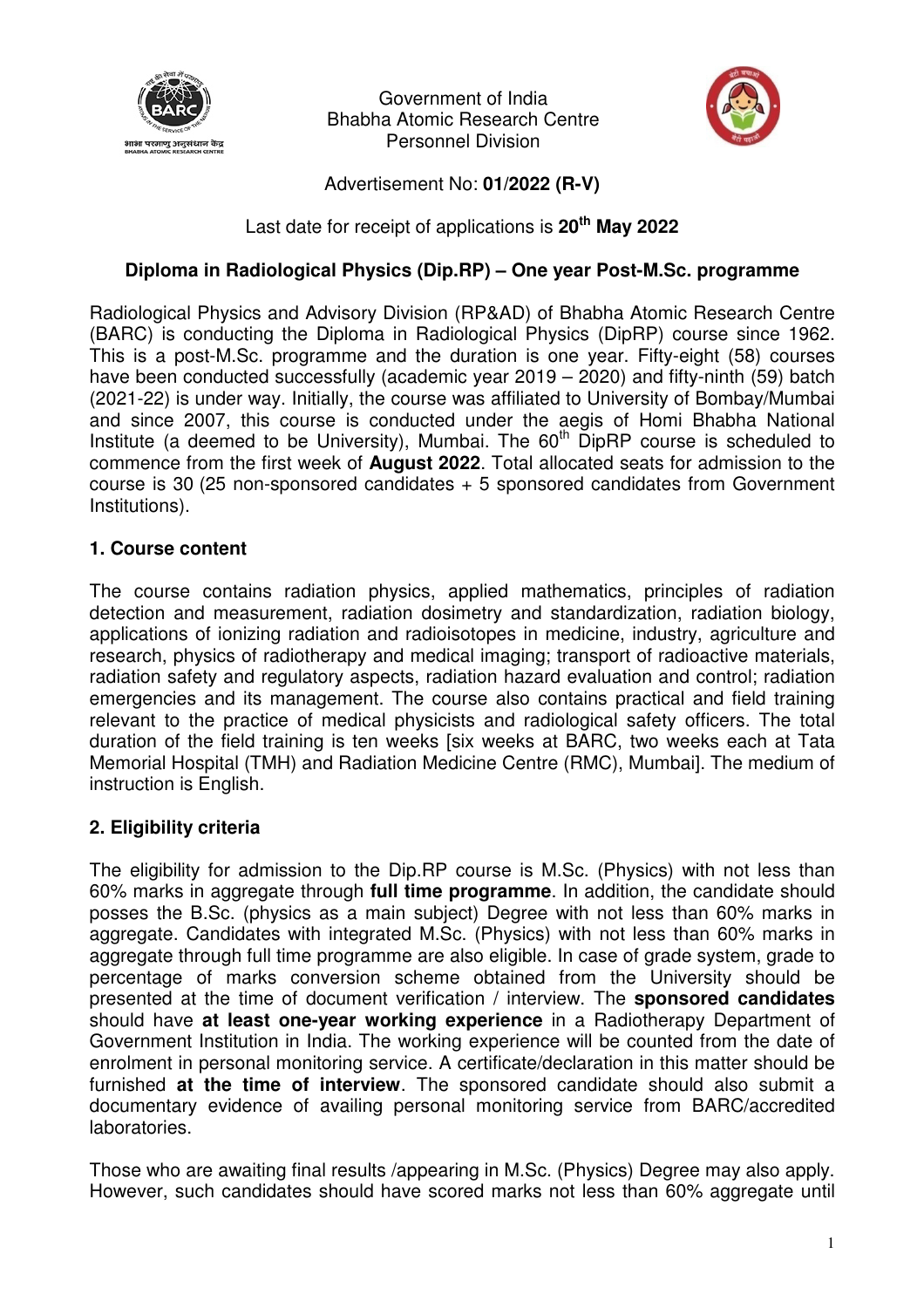Government of India
Bhabha Atomic Research Centre
Personnel Division

Advertisement No: **01/2022 (R-V)**

Last date for receipt of applications is **20th May 2022**

## Diploma in Radiological Physics (Dip.RP) – One year Post-M.Sc. programme

Radiological Physics and Advisory Division (RP&AD) of Bhabha Atomic Research Centre (BARC) is conducting the Diploma in Radiological Physics (DipRP) course since 1962. This is a post-M.Sc. programme and the duration is one year. Fifty-eight (58) courses have been conducted successfully (academic year 2019 – 2020) and fifty-ninth (59) batch (2021-22) is under way. Initially, the course was affiliated to University of Bombay/Mumbai and since 2007, this course is conducted under the aegis of Homi Bhabha National Institute (a deemed to be University), Mumbai. The 60th DipRP course is scheduled to commence from the first week of **August 2022**. Total allocated seats for admission to the course is 30 (25 non-sponsored candidates + 5 sponsored candidates from Government Institutions).

### 1. Course content

The course contains radiation physics, applied mathematics, principles of radiation detection and measurement, radiation dosimetry and standardization, radiation biology, applications of ionizing radiation and radioisotopes in medicine, industry, agriculture and research, physics of radiotherapy and medical imaging; transport of radioactive materials, radiation safety and regulatory aspects, radiation hazard evaluation and control; radiation emergencies and its management. The course also contains practical and field training relevant to the practice of medical physicists and radiological safety officers. The total duration of the field training is ten weeks [six weeks at BARC, two weeks each at Tata Memorial Hospital (TMH) and Radiation Medicine Centre (RMC), Mumbai]. The medium of instruction is English.

### 2. Eligibility criteria

The eligibility for admission to the Dip.RP course is M.Sc. (Physics) with not less than 60% marks in aggregate through **full time programme**. In addition, the candidate should posses the B.Sc. (physics as a main subject) Degree with not less than 60% marks in aggregate. Candidates with integrated M.Sc. (Physics) with not less than 60% marks in aggregate through full time programme are also eligible. In case of grade system, grade to percentage of marks conversion scheme obtained from the University should be presented at the time of document verification / interview. The **sponsored candidates** should have **at least one-year working experience** in a Radiotherapy Department of Government Institution in India. The working experience will be counted from the date of enrolment in personal monitoring service. A certificate/declaration in this matter should be furnished **at the time of interview**. The sponsored candidate should also submit a documentary evidence of availing personal monitoring service from BARC/accredited laboratories.

Those who are awaiting final results /appearing in M.Sc. (Physics) Degree may also apply. However, such candidates should have scored marks not less than 60% aggregate until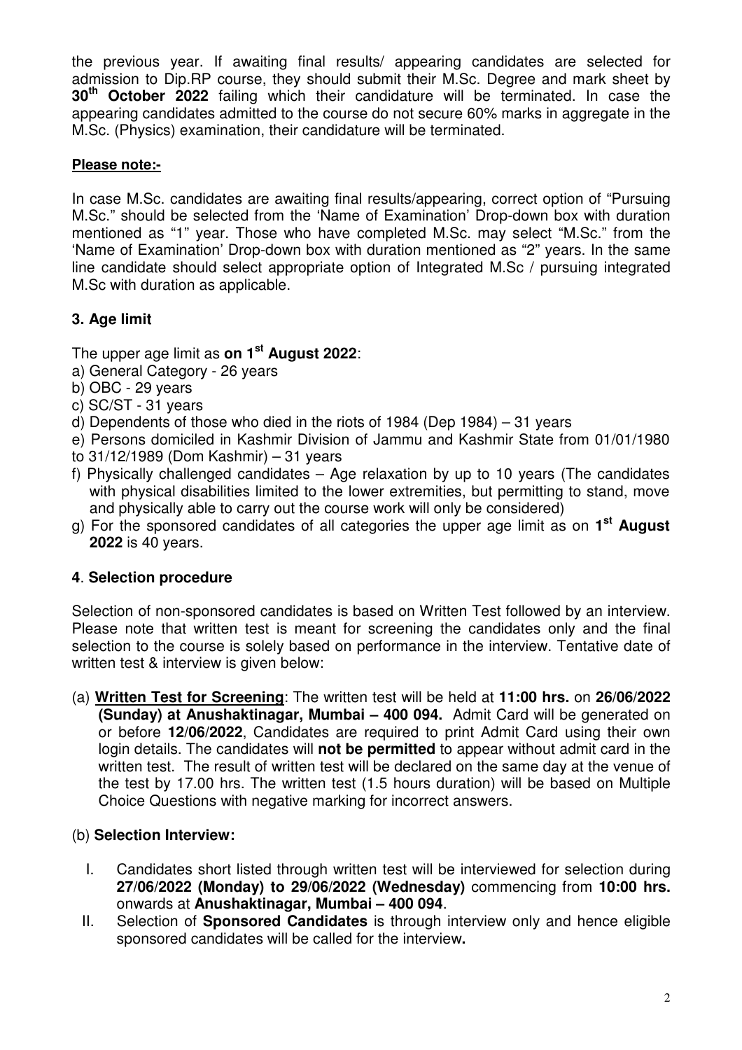the previous year. If awaiting final results/ appearing candidates are selected for admission to Dip.RP course, they should submit their M.Sc. Degree and mark sheet by **30th October 2022** failing which their candidature will be terminated. In case the appearing candidates admitted to the course do not secure 60% marks in aggregate in the M.Sc. (Physics) examination, their candidature will be terminated.

**Please note:-**

In case M.Sc. candidates are awaiting final results/appearing, correct option of "Pursuing M.Sc." should be selected from the 'Name of Examination' Drop-down box with duration mentioned as "1" year. Those who have completed M.Sc. may select "M.Sc." from the 'Name of Examination' Drop-down box with duration mentioned as "2" years. In the same line candidate should select appropriate option of Integrated M.Sc / pursuing integrated M.Sc with duration as applicable.

### 3. Age limit

The upper age limit as **on 1st August 2022**:

a) General Category - 26 years
b) OBC - 29 years
c) SC/ST - 31 years
d) Dependents of those who died in the riots of 1984 (Dep 1984) – 31 years
e) Persons domiciled in Kashmir Division of Jammu and Kashmir State from 01/01/1980 to 31/12/1989 (Dom Kashmir) – 31 years
f) Physically challenged candidates – Age relaxation by up to 10 years (The candidates with physical disabilities limited to the lower extremities, but permitting to stand, move and physically able to carry out the course work will only be considered)
g) For the sponsored candidates of all categories the upper age limit as on **1st August 2022** is 40 years.

### 4. Selection procedure

Selection of non-sponsored candidates is based on Written Test followed by an interview. Please note that written test is meant for screening the candidates only and the final selection to the course is solely based on performance in the interview. Tentative date of written test & interview is given below:

(a) **Written Test for Screening**: The written test will be held at **11:00 hrs.** on **26/06/2022 (Sunday) at Anushaktinagar, Mumbai – 400 094.** Admit Card will be generated on or before **12/06/2022**, Candidates are required to print Admit Card using their own login details. The candidates will **not be permitted** to appear without admit card in the written test. The result of written test will be declared on the same day at the venue of the test by 17.00 hrs. The written test (1.5 hours duration) will be based on Multiple Choice Questions with negative marking for incorrect answers.

(b) **Selection Interview:**

I. Candidates short listed through written test will be interviewed for selection during **27/06/2022 (Monday) to 29/06/2022 (Wednesday)** commencing from **10:00 hrs.** onwards at **Anushaktinagar, Mumbai – 400 094**.

II. Selection of **Sponsored Candidates** is through interview only and hence eligible sponsored candidates will be called for the interview**.**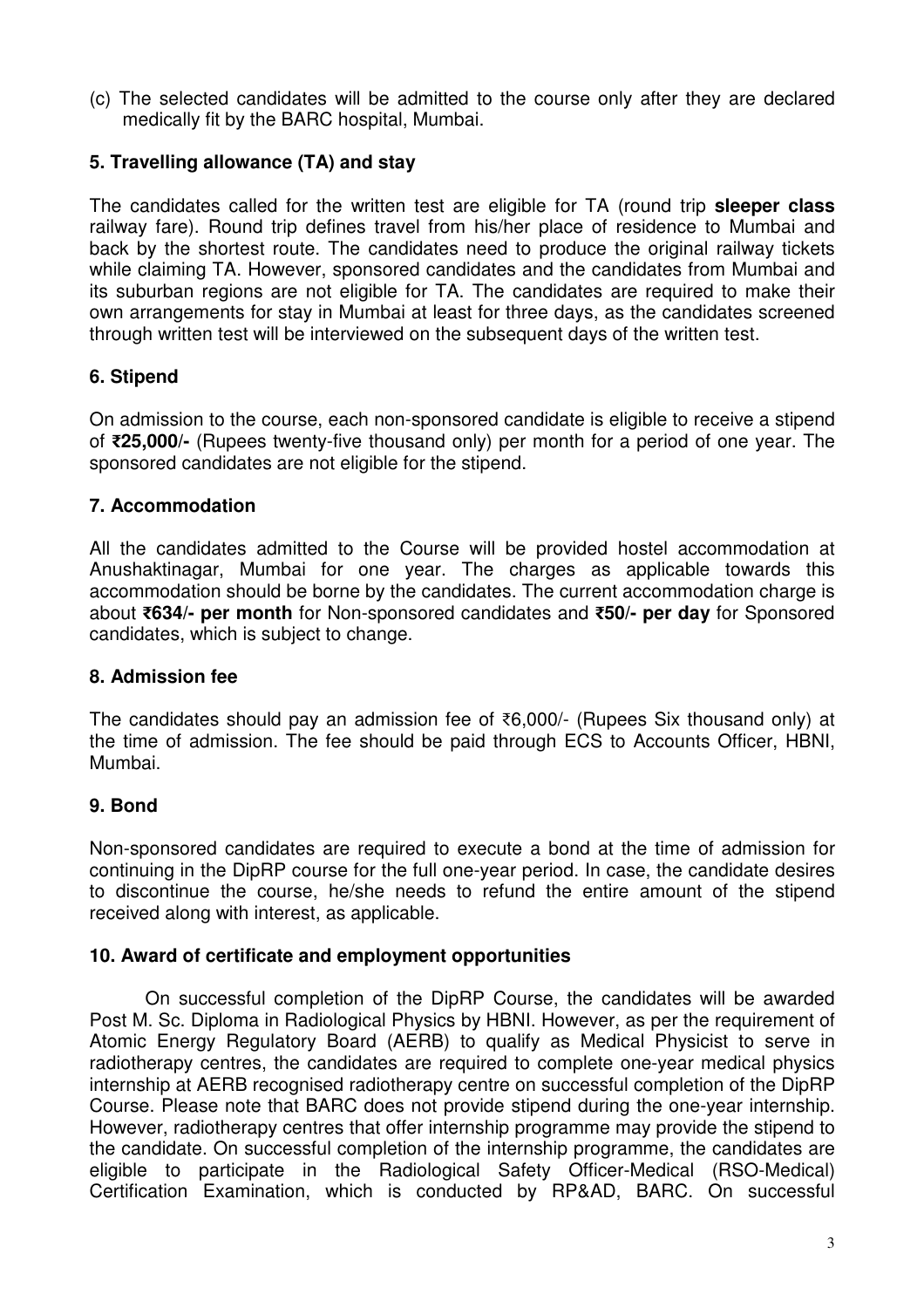(c) The selected candidates will be admitted to the course only after they are declared medically fit by the BARC hospital, Mumbai.

## 5. Travelling allowance (TA) and stay

The candidates called for the written test are eligible for TA (round trip **sleeper class** railway fare). Round trip defines travel from his/her place of residence to Mumbai and back by the shortest route. The candidates need to produce the original railway tickets while claiming TA. However, sponsored candidates and the candidates from Mumbai and its suburban regions are not eligible for TA. The candidates are required to make their own arrangements for stay in Mumbai at least for three days, as the candidates screened through written test will be interviewed on the subsequent days of the written test.

## 6. Stipend

On admission to the course, each non-sponsored candidate is eligible to receive a stipend of **₹25,000/-** (Rupees twenty-five thousand only) per month for a period of one year. The sponsored candidates are not eligible for the stipend.

## 7. Accommodation

All the candidates admitted to the Course will be provided hostel accommodation at Anushaktinagar, Mumbai for one year. The charges as applicable towards this accommodation should be borne by the candidates. The current accommodation charge is about **₹634/- per month** for Non-sponsored candidates and **₹50/- per day** for Sponsored candidates, which is subject to change.

## 8. Admission fee

The candidates should pay an admission fee of ₹6,000/- (Rupees Six thousand only) at the time of admission. The fee should be paid through ECS to Accounts Officer, HBNI, Mumbai.

## 9. Bond

Non-sponsored candidates are required to execute a bond at the time of admission for continuing in the DipRP course for the full one-year period. In case, the candidate desires to discontinue the course, he/she needs to refund the entire amount of the stipend received along with interest, as applicable.

## 10. Award of certificate and employment opportunities

On successful completion of the DipRP Course, the candidates will be awarded Post M. Sc. Diploma in Radiological Physics by HBNI. However, as per the requirement of Atomic Energy Regulatory Board (AERB) to qualify as Medical Physicist to serve in radiotherapy centres, the candidates are required to complete one-year medical physics internship at AERB recognised radiotherapy centre on successful completion of the DipRP Course. Please note that BARC does not provide stipend during the one-year internship. However, radiotherapy centres that offer internship programme may provide the stipend to the candidate. On successful completion of the internship programme, the candidates are eligible to participate in the Radiological Safety Officer-Medical (RSO-Medical) Certification Examination, which is conducted by RP&AD, BARC. On successful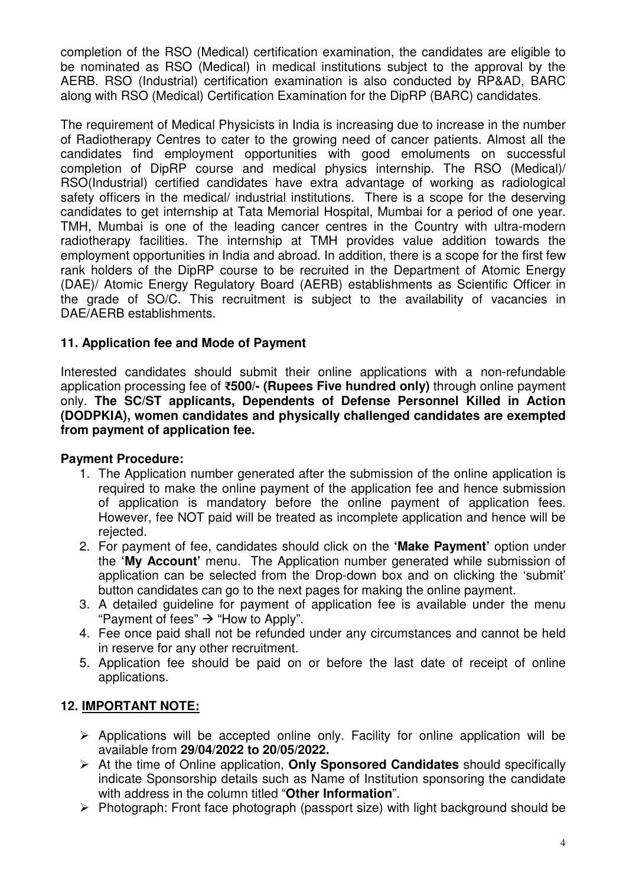completion of the RSO (Medical) certification examination, the candidates are eligible to be nominated as RSO (Medical) in medical institutions subject to the approval by the AERB. RSO (Industrial) certification examination is also conducted by RP&AD, BARC along with RSO (Medical) Certification Examination for the DipRP (BARC) candidates.

The requirement of Medical Physicists in India is increasing due to increase in the number of Radiotherapy Centres to cater to the growing need of cancer patients. Almost all the candidates find employment opportunities with good emoluments on successful completion of DipRP course and medical physics internship. The RSO (Medical)/ RSO(Industrial) certified candidates have extra advantage of working as radiological safety officers in the medical/ industrial institutions. There is a scope for the deserving candidates to get internship at Tata Memorial Hospital, Mumbai for a period of one year. TMH, Mumbai is one of the leading cancer centres in the Country with ultra-modern radiotherapy facilities. The internship at TMH provides value addition towards the employment opportunities in India and abroad. In addition, there is a scope for the first few rank holders of the DipRP course to be recruited in the Department of Atomic Energy (DAE)/ Atomic Energy Regulatory Board (AERB) establishments as Scientific Officer in the grade of SO/C. This recruitment is subject to the availability of vacancies in DAE/AERB establishments.

## 11. Application fee and Mode of Payment

Interested candidates should submit their online applications with a non-refundable application processing fee of **₹500/- (Rupees Five hundred only)** through online payment only. **The SC/ST applicants, Dependents of Defense Personnel Killed in Action (DODPKIA), women candidates and physically challenged candidates are exempted from payment of application fee.**

### Payment Procedure:

1. The Application number generated after the submission of the online application is required to make the online payment of the application fee and hence submission of application is mandatory before the online payment of application fees. However, fee NOT paid will be treated as incomplete application and hence will be rejected.
2. For payment of fee, candidates should click on the **'Make Payment'** option under the **'My Account'** menu. The Application number generated while submission of application can be selected from the Drop-down box and on clicking the 'submit' button candidates can go to the next pages for making the online payment.
3. A detailed guideline for payment of application fee is available under the menu "Payment of fees" → "How to Apply".
4. Fee once paid shall not be refunded under any circumstances and cannot be held in reserve for any other recruitment.
5. Application fee should be paid on or before the last date of receipt of online applications.

## 12. IMPORTANT NOTE:

- Applications will be accepted online only. Facility for online application will be available from **29/04/2022 to 20/05/2022.**
- At the time of Online application, **Only Sponsored Candidates** should specifically indicate Sponsorship details such as Name of Institution sponsoring the candidate with address in the column titled "**Other Information**".
- Photograph: Front face photograph (passport size) with light background should be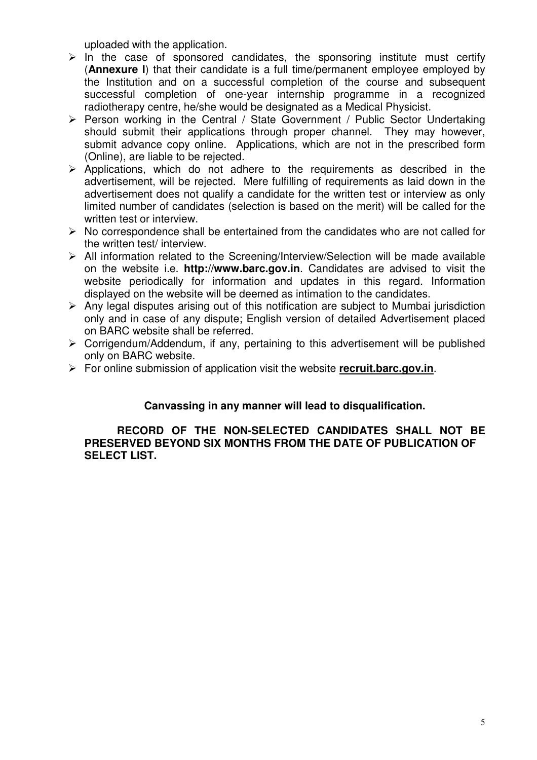uploaded with the application.

- In the case of sponsored candidates, the sponsoring institute must certify (**Annexure I**) that their candidate is a full time/permanent employee employed by the Institution and on a successful completion of the course and subsequent successful completion of one-year internship programme in a recognized radiotherapy centre, he/she would be designated as a Medical Physicist.
- Person working in the Central / State Government / Public Sector Undertaking should submit their applications through proper channel. They may however, submit advance copy online. Applications, which are not in the prescribed form (Online), are liable to be rejected.
- Applications, which do not adhere to the requirements as described in the advertisement, will be rejected. Mere fulfilling of requirements as laid down in the advertisement does not qualify a candidate for the written test or interview as only limited number of candidates (selection is based on the merit) will be called for the written test or interview.
- No correspondence shall be entertained from the candidates who are not called for the written test/ interview.
- All information related to the Screening/Interview/Selection will be made available on the website i.e. **http://www.barc.gov.in**. Candidates are advised to visit the website periodically for information and updates in this regard. Information displayed on the website will be deemed as intimation to the candidates.
- Any legal disputes arising out of this notification are subject to Mumbai jurisdiction only and in case of any dispute; English version of detailed Advertisement placed on BARC website shall be referred.
- Corrigendum/Addendum, if any, pertaining to this advertisement will be published only on BARC website.
- For online submission of application visit the website **recruit.barc.gov.in**.

**Canvassing in any manner will lead to disqualification.**

**RECORD OF THE NON-SELECTED CANDIDATES SHALL NOT BE PRESERVED BEYOND SIX MONTHS FROM THE DATE OF PUBLICATION OF SELECT LIST.**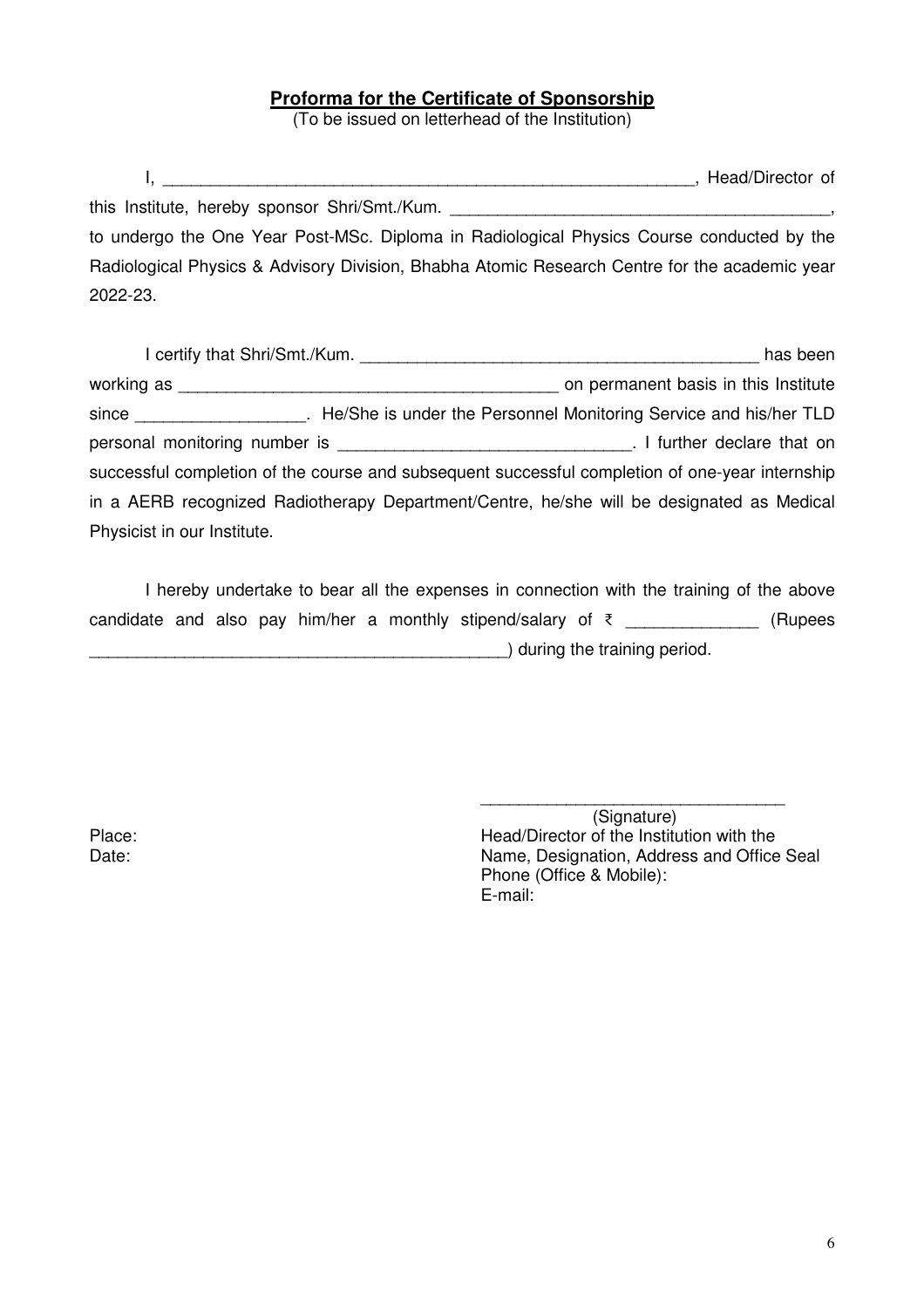**Proforma for the Certificate of Sponsorship**

(To be issued on letterhead of the Institution)

I, ________________________________________________________, Head/Director of this Institute, hereby sponsor Shri/Smt./Kum. ________________________________________, to undergo the One Year Post-MSc. Diploma in Radiological Physics Course conducted by the Radiological Physics & Advisory Division, Bhabha Atomic Research Centre for the academic year 2022-23.

I certify that Shri/Smt./Kum. ___________________________________________ has been working as ________________________________________ on permanent basis in this Institute since __________________. He/She is under the Personnel Monitoring Service and his/her TLD personal monitoring number is ______________________________. I further declare that on successful completion of the course and subsequent successful completion of one-year internship in a AERB recognized Radiotherapy Department/Centre, he/she will be designated as Medical Physicist in our Institute.

I hereby undertake to bear all the expenses in connection with the training of the above candidate and also pay him/her a monthly stipend/salary of ₹ _____________ (Rupees ____________________________________________) during the training period.

Place:

Date:

_________________________________

(Signature)

Head/Director of the Institution with the Name, Designation, Address and Office Seal

Phone (Office & Mobile):

E-mail: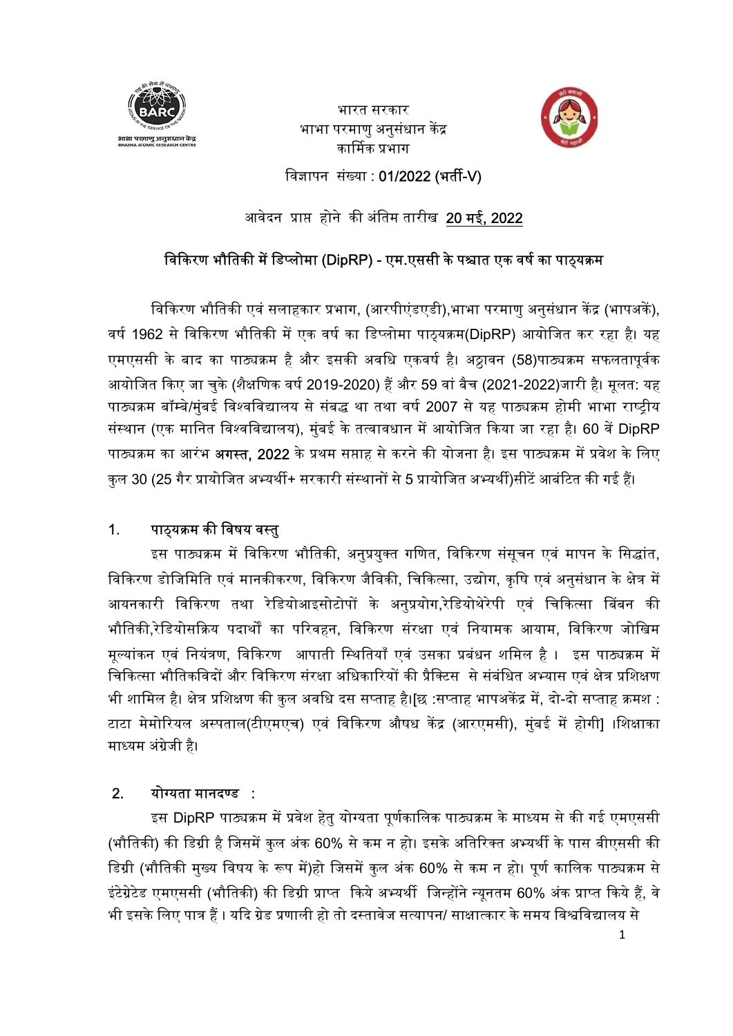भारत सरकार
भाभा परमाणु अनुसंधान केंद्र
कार्मिक प्रभाग

विज्ञापन संख्या : 01/2022 (भर्ती-V)

आवेदन प्राप्त होने की अंतिम तारीख **20 मई, 2022**

## विकिरण भौतिकी में डिप्लोमा (DipRP) - एम.एससी के पश्चात एक वर्ष का पाठ्यक्रम

विकिरण भौतिकी एवं सलाहकार प्रभाग, (आरपीएंडएडी),भाभा परमाणु अनुसंधान केंद्र (भापअकें), वर्ष 1962 से विकिरण भौतिकी में एक वर्ष का डिप्लोमा पाठ्यक्रम(DipRP) आयोजित कर रहा है। यह एमएससी के बाद का पाठ्यक्रम है और इसकी अवधि एकवर्ष है। अट्ठावन (58)पाठ्यक्रम सफलतापूर्वक आयोजित किए जा चुके (शैक्षणिक वर्ष 2019-2020) हैं और 59 वां बैच (2021-2022)जारी है। मूलत: यह पाठ्यक्रम बॉम्बे/मुंबई विश्वविद्यालय से संबद्ध था तथा वर्ष 2007 से यह पाठ्यक्रम होमी भाभा राष्ट्रीय संस्थान (एक मानित विश्वविद्यालय), मुंबई के तत्वावधान में आयोजित किया जा रहा है। 60 वें DipRP पाठ्यक्रम का आरंभ **अगस्त, 2022** के प्रथम सप्ताह से करने की योजना है। इस पाठ्यक्रम में प्रवेश के लिए कुल 30 (25 गैर प्रायोजित अभ्यर्थी+ सरकारी संस्थानों से 5 प्रायोजित अभ्यर्थी)सीटें आबंटित की गई हैं।

### 1. पाठ्यक्रम की विषय वस्तु

इस पाठ्यक्रम में विकिरण भौतिकी, अनुप्रयुक्त गणित, विकिरण संसूचन एवं मापन के सिद्धांत, विकिरण डोजिमिति एवं मानकीकरण, विकिरण जैविकी, चिकित्सा, उद्योग, कृषि एवं अनुसंधान के क्षेत्र में आयनकारी विकिरण तथा रेडियोआइसोटोपों के अनुप्रयोग,रेडियोथेरेपी एवं चिकित्सा बिंबन की भौतिकी,रेडियोसक्रिय पदार्थों का परिवहन, विकिरण संरक्षा एवं नियामक आयाम, विकिरण जोखिम मूल्यांकन एवं नियंत्रण, विकिरण आपाती स्थितियाँ एवं उसका प्रबंधन शमिल है । इस पाठ्यक्रम में चिकित्सा भौतिकविदों और विकिरण संरक्षा अधिकारियों की प्रैक्टिस से संबंधित अभ्यास एवं क्षेत्र प्रशिक्षण भी शामिल है। क्षेत्र प्रशिक्षण की कुल अवधि दस सप्ताह है।[छ :सप्ताह भापअकेंद्र में, दो-दो सप्ताह क्रमश : टाटा मेमोरियल अस्पताल(टीएमएच) एवं विकिरण औषध केंद्र (आरएमसी), मुंबई में होगी] ।शिक्षाका माध्यम अंग्रेजी है।

### 2. योग्यता मानदण्ड :

इस DipRP पाठ्यक्रम में प्रवेश हेतु योग्यता पूर्णकालिक पाठ्यक्रम के माध्यम से की गई एमएससी (भौतिकी) की डिग्री है जिसमें कुल अंक 60% से कम न हो। इसके अतिरिक्त अभ्यर्थी के पास बीएससी की डिग्री (भौतिकी मुख्य विषय के रूप में)हो जिसमें कुल अंक 60% से कम न हो। पूर्ण कालिक पाठ्यक्रम से इंटेग्रेटेड एमएससी (भौतिकी) की डिग्री प्राप्त किये अभ्यर्थी जिन्होंने न्यूनतम 60% अंक प्राप्त किये हैं, वे भी इसके लिए पात्र हैं । यदि ग्रेड प्रणाली हो तो दस्तावेज सत्यापन/ साक्षात्कार के समय विश्वविद्यालय से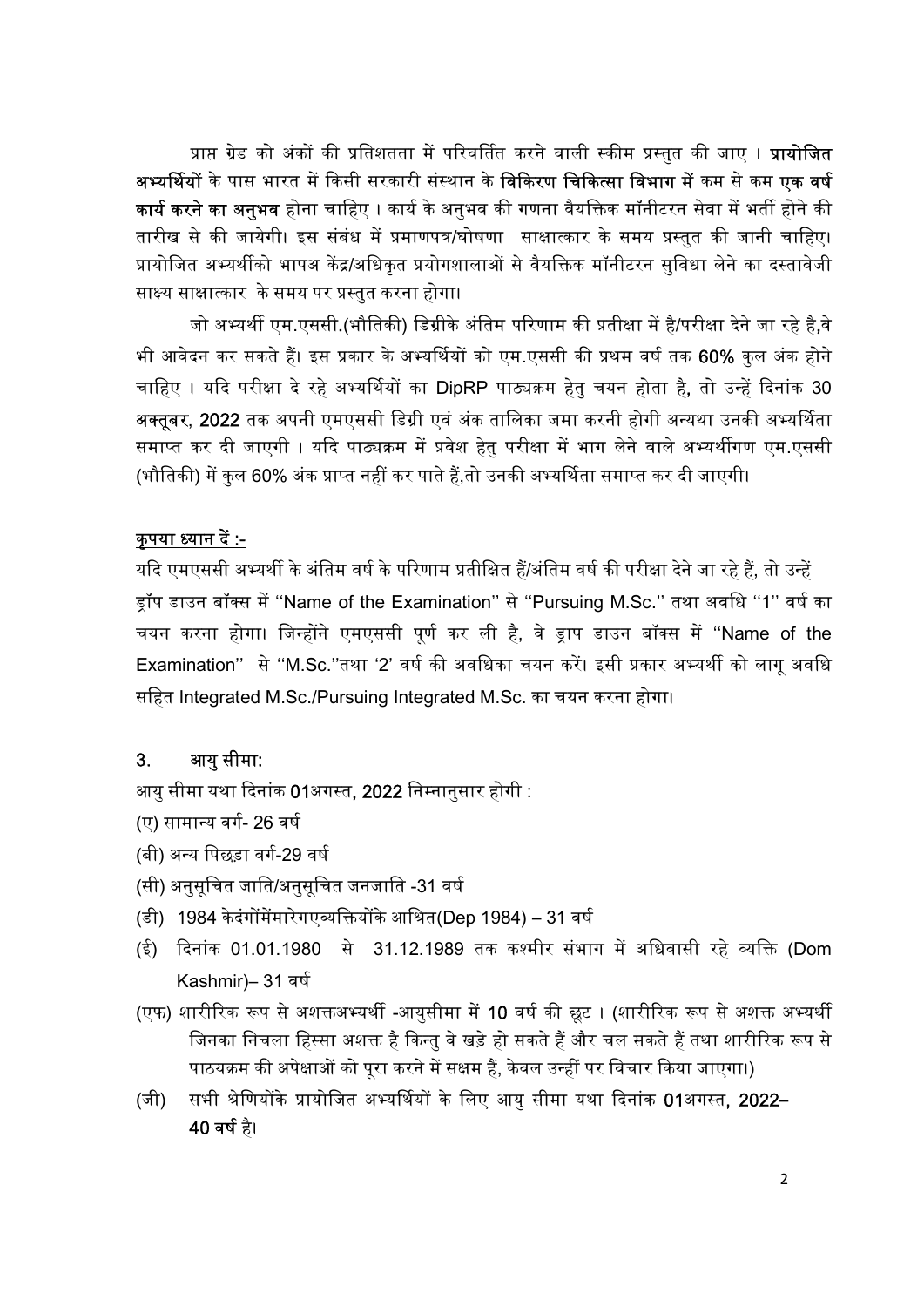प्राप्त ग्रेड को अंकों की प्रतिशतता में परिवर्तित करने वाली स्कीम प्रस्तुत की जाए । **प्रायोजित अभ्यर्थियों** के पास भारत में किसी सरकारी संस्थान के **विकिरण चिकित्सा विभाग में** कम से कम **एक वर्ष कार्य करने का अनुभव** होना चाहिए । कार्य के अनुभव की गणना वैयक्तिक मॉनीटरन सेवा में भर्ती होने की तारीख से की जायेगी। इस संबंध में प्रमाणपत्र/घोषणा साक्षात्कार के समय प्रस्तुत की जानी चाहिए। प्रायोजित अभ्यर्थीको भापअ केंद्र/अधिकृत प्रयोगशालाओं से वैयक्तिक मॉनीटरन सुविधा लेने का दस्तावेजी साक्ष्य साक्षात्कार के समय पर प्रस्तुत करना होगा।

जो अभ्यर्थी एम.एससी.(भौतिकी) डिग्रीके अंतिम परिणाम की प्रतीक्षा में है/परीक्षा देने जा रहे है,वे भी आवेदन कर सकते हैं। इस प्रकार के अभ्यर्थियों को एम.एससी की प्रथम वर्ष तक **60%** कुल अंक होने चाहिए । यदि परीक्षा दे रहे अभ्यर्थियों का DipRP पाठ्यक्रम हेतु चयन होता है, तो उन्हें दिनांक 30 **अक्तूबर, 2022** तक अपनी एमएससी डिग्री एवं अंक तालिका जमा करनी होगी अन्यथा उनकी अभ्यर्थिता समाप्त कर दी जाएगी । यदि पाठ्यक्रम में प्रवेश हेतु परीक्षा में भाग लेने वाले अभ्यर्थीगण एम.एससी (भौतिकी) में कुल 60% अंक प्राप्त नहीं कर पाते हैं,तो उनकी अभ्यर्थिता समाप्त कर दी जाएगी।

**<u>कृपया ध्यान दें :-</u>**

यदि एमएससी अभ्यर्थी के अंतिम वर्ष के परिणाम प्रतीक्षित हैं/अंतिम वर्ष की परीक्षा देने जा रहे हैं, तो उन्हें ड्रॉप डाउन बॉक्स में "Name of the Examination" से "Pursuing M.Sc." तथा अवधि "1" वर्ष का चयन करना होगा। जिन्होंने एमएससी पूर्ण कर ली है, वे ड्राप डाउन बॉक्स में "Name of the Examination" से "M.Sc."तथा '2' वर्ष की अवधिका चयन करें। इसी प्रकार अभ्यर्थी को लागू अवधि सहित Integrated M.Sc./Pursuing Integrated M.Sc. का चयन करना होगा।

### 3. आयु सीमा:

आयु सीमा यथा दिनांक 01अगस्त, 2022 निम्नानुसार होगी :

(ए) सामान्य वर्ग- 26 वर्ष

(बी) अन्य पिछड़ा वर्ग-29 वर्ष

(सी) अनुसूचित जाति/अनुसूचित जनजाति -31 वर्ष

(डी) 1984 केदंगोंमेंमारेगएव्यक्तियोंके आश्रित(Dep 1984) – 31 वर्ष

(ई) दिनांक 01.01.1980 से 31.12.1989 तक कश्मीर संभाग में अधिवासी रहे व्यक्ति (Dom Kashmir)– 31 वर्ष

(एफ) शारीरिक रूप से अशक्तअभ्यर्थी -आयुसीमा में **10** वर्ष की छूट । (शारीरिक रूप से अशक्त अभ्यर्थी जिनका निचला हिस्सा अशक्त है किन्तु वे खड़े हो सकते हैं और चल सकते हैं तथा शारीरिक रूप से पाठयक्रम की अपेक्षाओं को पूरा करने में सक्षम हैं, केवल उन्हीं पर विचार किया जाएगा।)

(जी) सभी श्रेणियोंके प्रायोजित अभ्यर्थियों के लिए आयु सीमा यथा दिनांक 01अगस्त, 2022– **40 वर्ष** है।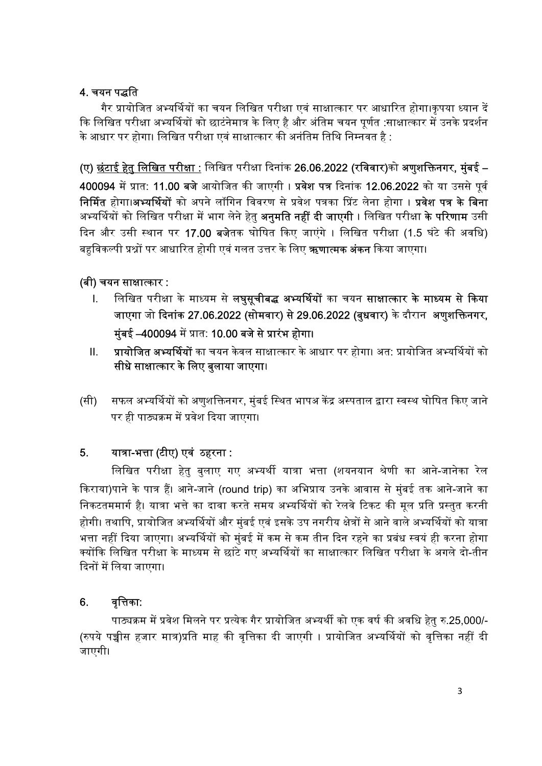## 4. चयन पद्धति

गैर प्रायोजित अभ्यर्थियों का चयन लिखित परीक्षा एवं साक्षात्कार पर आधारित होगा।कृपया ध्यान दें कि लिखित परीक्षा अभ्यर्थियों को छाटंनेमात्र के लिए है और अंतिम चयन पूर्णत :साक्षात्कार में उनके प्रदर्शन के आधार पर होगा। लिखित परीक्षा एवं साक्षात्कार की अनंतिम तिथि निम्नवत है :

(ए) <u>छंटाई हेतु लिखित परीक्षा :</u> लिखित परीक्षा दिनांक **26.06.2022 (रविवार)**को **अणुशक्तिनगर, मुंबई – 400094** में प्रात: **11.00 बजे** आयोजित की जाएगी । **प्रवेश पत्र** दिनांक **12.06.2022** को या उससे पूर्व **निर्मित** होगा।**अभ्यर्थियों** को अपने लॉगिन विवरण से प्रवेश पत्रका प्रिंट लेना होगा । **प्रवेश पत्र के बिना** अभ्यर्थियों को लिखित परीक्षा में भाग लेने हेतु **अनुमति नहीं दी जाएगी** । लिखित परीक्षा **के परिणाम** उसी दिन और उसी स्थान पर **17.00 बजे**तक घोषित किए जाएंगे । लिखित परीक्षा (1.5 घंटे की अवधि) बहुविकल्पी प्रश्नों पर आधारित होगी एवं गलत उत्तर के लिए **ऋणात्मक अंकन** किया जाएगा।

**(बी) चयन साक्षात्कार :**

I. लिखित परीक्षा के माध्यम से **लघुसूचीबद्ध अभ्यर्थियों** का चयन **साक्षात्कार के माध्यम से किया जाएगा** जो **दिनांक 27.06.2022 (सोमवार) से 29.06.2022 (बुधवार)** के दौरान **अणुशक्तिनगर, मुंबई –400094** में प्रात: **10.00 बजे से प्रारंभ होगा।**

II. **प्रायोजित अभ्यर्थियों** का चयन केवल साक्षात्कार के आधार पर होगा। अत: प्रायोजित अभ्यर्थियों को **सीधे साक्षात्कार के लिए बुलाया जाएगा।**

(सी) सफल अभ्यर्थियों को अणुशक्तिनगर, मुंबई स्थित भापअ केंद्र अस्पताल द्वारा स्वस्थ घोषित किए जाने पर ही पाठ्यक्रम में प्रवेश दिया जाएगा।

## 5. यात्रा-भत्ता (टीए) एवं ठहरना :

लिखित परीक्षा हेतु बुलाए गए अभ्यर्थी यात्रा भत्ता (शयनयान श्रेणी का आने-जानेका रेल किराया)पाने के पात्र हैं। आने-जाने (round trip) का अभिप्राय उनके आवास से मुंबई तक आने-जाने का निकटतममार्ग है। यात्रा भत्ते का दावा करते समय अभ्यर्थियों को रेलवे टिकट की मूल प्रति प्रस्तुत करनी होगी। तथापि, प्रायोजित अभ्यर्थियों और मुंबई एवं इसके उप नगरीय क्षेत्रों से आने वाले अभ्यर्थियों को यात्रा भत्ता नहीं दिया जाएगा। अभ्यर्थियों को मुंबई में कम से कम तीन दिन रहने का प्रबंध स्वयं ही करना होगा क्योंकि लिखित परीक्षा के माध्यम से छांटे गए अभ्यर्थियों का साक्षात्कार लिखित परीक्षा के अगले दो-तीन दिनों में लिया जाएगा।

## 6. वृत्तिका:

पाठ्यक्रम में प्रवेश मिलने पर प्रत्येक गैर प्रायोजित अभ्यर्थी को एक वर्ष की अवधि हेतु रु.25,000/- (रुपये पच्चीस हजार मात्र)प्रति माह की वृत्तिका दी जाएगी । प्रायोजित अभ्यर्थियों को वृत्तिका नहीं दी जाएगी।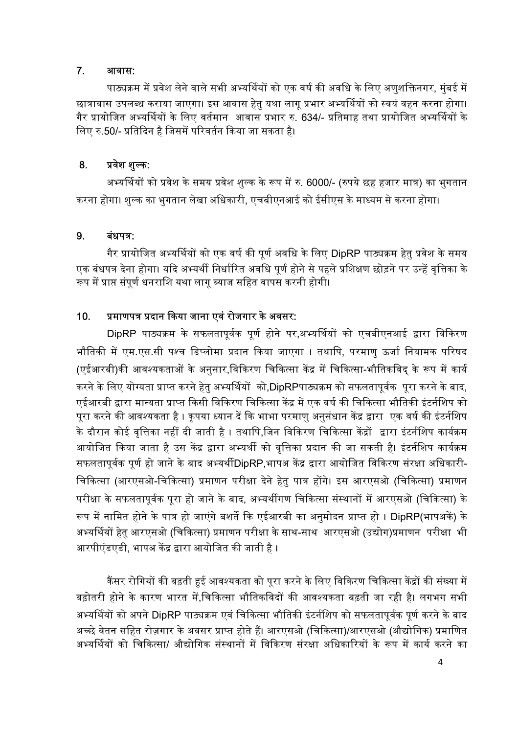## 7. आवास:

पाठ्यक्रम में प्रवेश लेने वाले सभी अभ्यर्थियों को एक वर्ष की अवधि के लिए अणुशक्तिनगर, मुंबई में छात्रावास उपलब्ध कराया जाएगा। इस आवास हेतु यथा लागू प्रभार अभ्यर्थियों को स्वयं वहन करना होगा। गैर प्रायोजित अभ्यर्थियों के लिए वर्तमान आवास प्रभार रु. 634/- प्रतिमाह तथा प्रायोजित अभ्यर्थियों के लिए रु.50/- प्रतिदिन है जिसमें परिवर्तन किया जा सकता है।

## 8. प्रवेश शुल्क:

अभ्यर्थियों को प्रवेश के समय प्रवेश शुल्क के रूप में रु. 6000/- (रुपये छह हजार मात्र) का भुगतान करना होगा। शुल्क का भुगतान लेखा अधिकारी, एचबीएनआई को ईसीएस के माध्यम से करना होगा।

## 9. बंधपत्र:

गैर प्रायोजित अभ्यर्थियों को एक वर्ष की पूर्ण अवधि के लिए DipRP पाठ्यक्रम हेतु प्रवेश के समय एक बंधपत्र देना होगा। यदि अभ्यर्थी निर्धारित अवधि पूर्ण होने से पहले प्रशिक्षण छोड़ने पर उन्हें वृत्तिका के रूप में प्राप्त संपूर्ण धनराशि यथा लागू ब्याज सहित वापस करनी होगी।

## 10. प्रमाणपत्र प्रदान किया जाना एवं रोजगार के अवसर:

DipRP पाठ्यक्रम के सफलतापूर्वक पूर्ण होने पर,अभ्यर्थियों को एचबीएनआई द्वारा विकिरण भौतिकी में एम.एस.सी पश्च डिप्लोमा प्रदान किया जाएगा । तथापि, परमाणु ऊर्जा नियामक परिषद (एईआरबी)की आवश्यकताओं के अनुसार,विकिरण चिकित्सा केंद्र में चिकित्सा-भौतिकविद् के रूप में कार्य करने के लिए योग्यता प्राप्त करने हेतु अभ्यर्थियों को,DipRPपाठ्यक्रम को सफलतापूर्वक पूरा करने के बाद, एईआरबी द्वारा मान्यता प्राप्त किसी विकिरण चिकित्सा केंद्र में एक वर्ष की चिकित्सा भौतिकी इंटर्नशिप को पूरा करने की आवश्यकता है । कृपया ध्यान दें कि भाभा परमाणु अनुसंधान केंद्र द्वारा एक वर्ष की इंटर्नशिप के दौरान कोई वृत्तिका नहीं दी जाती है । तथापि,जिन विकिरण चिकित्सा केंद्रों द्वारा इंटर्नशिप कार्यक्रम आयोजित किया जाता है उस केंद्र द्वारा अभ्यर्थी को वृत्तिका प्रदान की जा सकती है। इंटर्नशिप कार्यक्रम सफलतापूर्वक पूर्ण हो जाने के बाद अभ्यर्थीDipRP,भापअ केंद्र द्वारा आयोजित विकिरण संरक्षा अधिकारी-चिकित्सा (आरएसओ-चिकित्सा) प्रमाणन परीक्षा देने हेतु पात्र होंगे। इस आरएसओ (चिकित्सा) प्रमाणन परीक्षा के सफलतापूर्वक पूरा हो जाने के बाद, अभ्यर्थीगण चिकित्सा संस्थानों में आरएसओ (चिकित्सा) के रूप में नामित होने के पात्र हो जाएंगे बशर्ते कि एईआरबी का अनुमोदन प्राप्त हो । DipRP(भापअकें) के अभ्यर्थियों हेतु आरएसओ (चिकित्सा) प्रमाणन परीक्षा के साथ-साथ आरएसओ (उद्योग)प्रमाणन परीक्षा भी आरपीएंडएडी, भापअ केंद्र द्वारा आयोजित की जाती है ।

कैंसर रोगियों की बढ़ती हुई आवश्यकता को पूरा करने के लिए विकिरण चिकित्सा केंद्रों की संख्या में बढ़ोतरी होने के कारण भारत में,चिकित्सा भौतिकविदों की आवश्यकता बढ़ती जा रही है। लगभग सभी अभ्यर्थियों को अपने DipRP पाठ्यक्रम एवं चिकित्सा भौतिकी इंटर्नशिप को सफलतापूर्वक पूर्ण करने के बाद अच्छे वेतन सहित रोज़गार के अवसर प्राप्त होते हैं। आरएसओ (चिकित्सा)/आरएसओ (औद्योगिक) प्रमाणित अभ्यर्थियों को चिकित्सा/ औद्योगिक संस्थानों में विकिरण संरक्षा अधिकारियों के रूप में कार्य करने का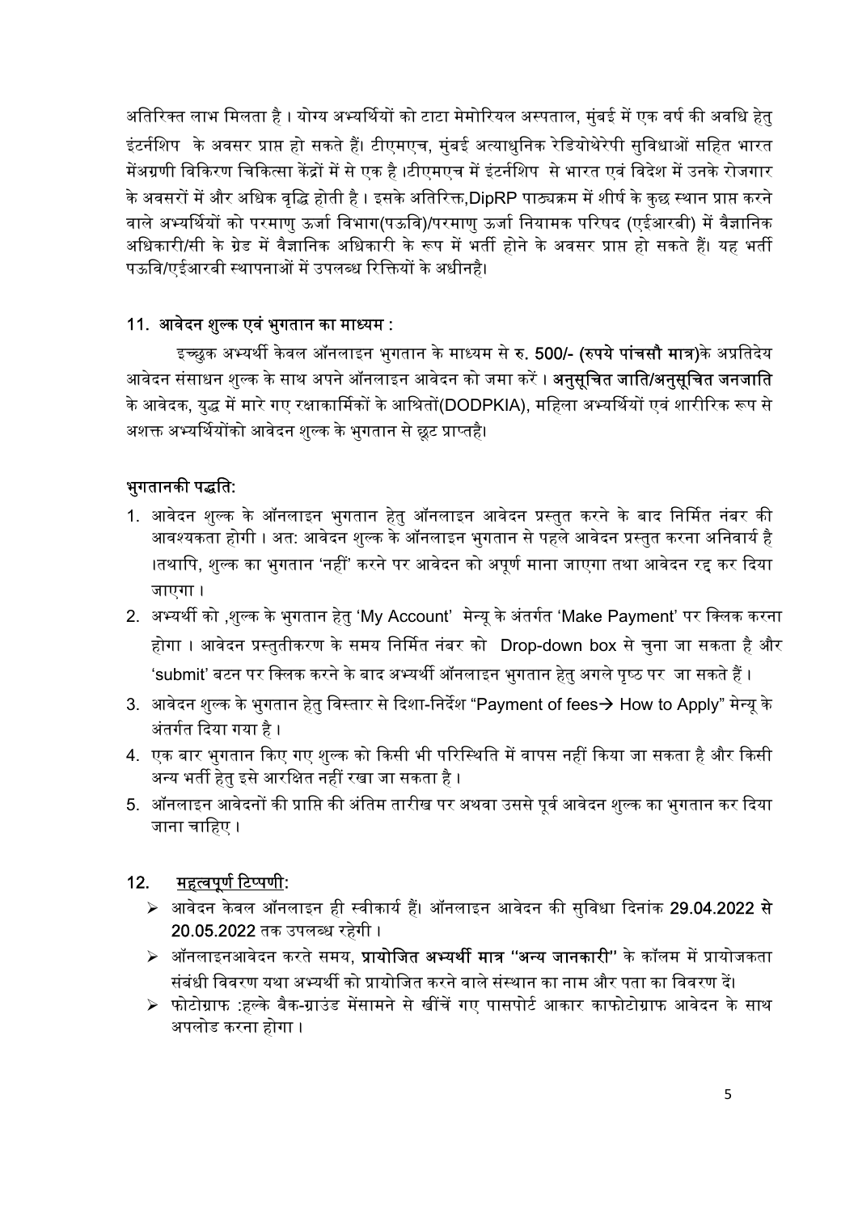अतिरिक्त लाभ मिलता है । योग्य अभ्यर्थियों को टाटा मेमोरियल अस्पताल, मुंबई में एक वर्ष की अवधि हेतु इंटर्नशिप के अवसर प्राप्त हो सकते हैं। टीएमएच, मुंबई अत्याधुनिक रेडियोथेरेपी सुविधाओं सहित भारत मेंअग्रणी विकिरण चिकित्सा केंद्रों में से एक है ।टीएमएच में इंटर्नशिप से भारत एवं विदेश में उनके रोजगार के अवसरों में और अधिक वृद्धि होती है । इसके अतिरिक्त,DipRP पाठ्यक्रम में शीर्ष के कुछ स्थान प्राप्त करने वाले अभ्यर्थियों को परमाणु ऊर्जा विभाग(पऊवि)/परमाणु ऊर्जा नियामक परिषद (एईआरबी) में वैज्ञानिक अधिकारी/सी के ग्रेड में वैज्ञानिक अधिकारी के रूप में भर्ती होने के अवसर प्राप्त हो सकते हैं। यह भर्ती पऊवि/एईआरबी स्थापनाओं में उपलब्ध रिक्तियों के अधीनहै।

## 11. आवेदन शुल्क एवं भुगतान का माध्यम :

इच्छुक अभ्यर्थी केवल ऑनलाइन भुगतान के माध्यम से **रु. 500/- (रुपये पांचसौ मात्र)**के अप्रतिदेय आवेदन संसाधन शुल्क के साथ अपने ऑनलाइन आवेदन को जमा करें । **अनुसूचित जाति/अनुसूचित जनजाति** के आवेदक, युद्ध में मारे गए रक्षाकार्मिकों के आश्रितों(DODPKIA), महिला अभ्यर्थियों एवं शारीरिक रूप से अशक्त अभ्यर्थियोंको आवेदन शुल्क के भुगतान से छूट प्राप्तहै।

### भुगतानकी पद्धति:

1. आवेदन शुल्क के ऑनलाइन भुगतान हेतु ऑनलाइन आवेदन प्रस्तुत करने के बाद निर्मित नंबर की आवश्यकता होगी । अत: आवेदन शुल्क के ऑनलाइन भुगतान से पहले आवेदन प्रस्तुत करना अनिवार्य है ।तथापि, शुल्क का भुगतान 'नहीं' करने पर आवेदन को अपूर्ण माना जाएगा तथा आवेदन रद्द कर दिया जाएगा ।
2. अभ्यर्थी को ,शुल्क के भुगतान हेतु 'My Account' मेन्यू के अंतर्गत 'Make Payment' पर क्लिक करना होगा । आवेदन प्रस्तुतीकरण के समय निर्मित नंबर को Drop-down box से चुना जा सकता है और 'submit' बटन पर क्लिक करने के बाद अभ्यर्थी ऑनलाइन भुगतान हेतु अगले पृष्ठ पर जा सकते हैं ।
3. आवेदन शुल्क के भुगतान हेतु विस्तार से दिशा-निर्देश "Payment of fees→ How to Apply" मेन्यू के अंतर्गत दिया गया है ।
4. एक बार भुगतान किए गए शुल्क को किसी भी परिस्थिति में वापस नहीं किया जा सकता है और किसी अन्य भर्ती हेतु इसे आरक्षित नहीं रखा जा सकता है ।
5. ऑनलाइन आवेदनों की प्राप्ति की अंतिम तारीख पर अथवा उससे पूर्व आवेदन शुल्क का भुगतान कर दिया जाना चाहिए ।

## 12. महत्वपूर्ण टिप्पणी:

- आवेदन केवल ऑनलाइन ही स्वीकार्य हैं। ऑनलाइन आवेदन की सुविधा दिनांक **29.04.2022 से 20.05.2022** तक उपलब्ध रहेगी ।
- ऑनलाइनआवेदन करते समय, **प्रायोजित अभ्यर्थी मात्र "अन्य जानकारी"** के कॉलम में प्रायोजकता संबंधी विवरण यथा अभ्यर्थी को प्रायोजित करने वाले संस्थान का नाम और पता का विवरण दें।
- फोटोग्राफ :हल्के बैक-ग्राउंड मेंसामने से खींचें गए पासपोर्ट आकार काफोटोग्राफ आवेदन के साथ अपलोड करना होगा ।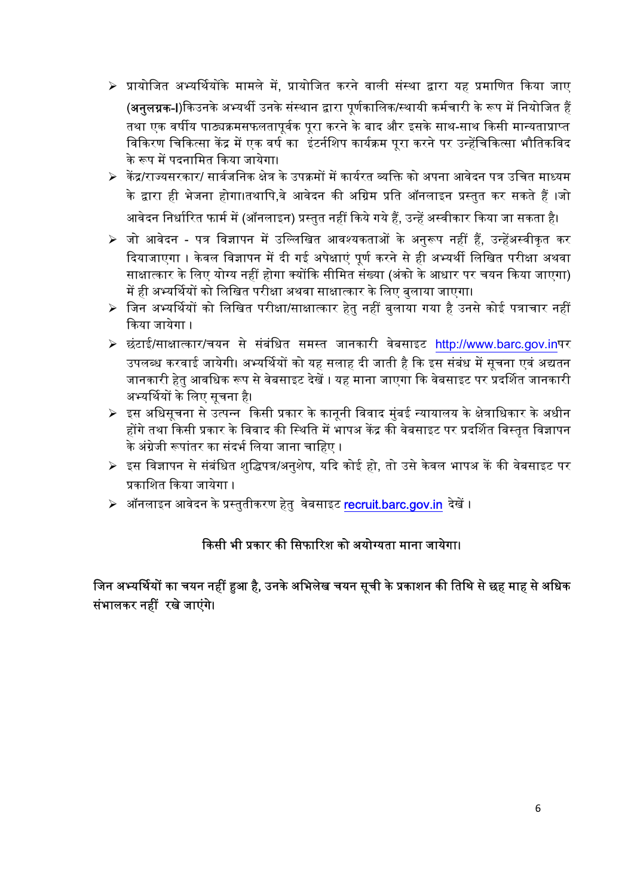- प्रायोजित अभ्यर्थियोंके मामले में, प्रायोजित करने वाली संस्था द्वारा यह प्रमाणित किया जाए (**अनुलग्नक-I**)किउनके अभ्यर्थी उनके संस्थान द्वारा पूर्णकालिक/स्थायी कर्मचारी के रूप में नियोजित हैं तथा एक वर्षीय पाठ्यक्रमसफलतापूर्वक पूरा करने के बाद और इसके साथ-साथ किसी मान्यताप्राप्त विकिरण चिकित्सा केंद्र में एक वर्ष का इंटर्नशिप कार्यक्रम पूरा करने पर उन्हेंचिकित्सा भौतिकविद के रूप में पदनामित किया जायेगा।
- केंद्र/राज्यसरकार/ सार्वजनिक क्षेत्र के उपक्रमों में कार्यरत व्यक्ति को अपना आवेदन पत्र उचित माध्यम के द्वारा ही भेजना होगा।तथापि,वे आवेदन की अग्रिम प्रति ऑनलाइन प्रस्तुत कर सकते हैं ।जो आवेदन निर्धारित फार्म में (ऑनलाइन) प्रस्तुत नहीं किये गये हैं, उन्हें अस्वीकार किया जा सकता है।
- जो आवेदन - पत्र विज्ञापन में उल्लिखित आवश्यकताओं के अनुरूप नहीं हैं, उन्हेंअस्वीकृत कर दियाजाएगा । केवल विज्ञापन में दी गई अपेक्षाएं पूर्ण करने से ही अभ्यर्थी लिखित परीक्षा अथवा साक्षात्कार के लिए योग्य नहीं होगा क्योंकि सीमित संख्या (अंको के आधार पर चयन किया जाएगा) में ही अभ्यर्थियों को लिखित परीक्षा अथवा साक्षात्कार के लिए बुलाया जाएगा।
- जिन अभ्यर्थियों को लिखित परीक्षा/साक्षात्कार हेतु नहीं बुलाया गया है उनसे कोई पत्राचार नहीं किया जायेगा ।
- छंटाई/साक्षात्कार/चयन से संबंधित समस्त जानकारी वेबसाइट http://www.barc.gov.inपर उपलब्ध करवाई जायेगी। अभ्यर्थियों को यह सलाह दी जाती है कि इस संबंध में सूचना एवं अद्यतन जानकारी हेतु आवधिक रूप से वेबसाइट देखें । यह माना जाएगा कि वेबसाइट पर प्रदर्शित जानकारी अभ्यर्थियों के लिए सूचना है।
- इस अधिसूचना से उत्पन्न किसी प्रकार के कानूनी विवाद मुंबई न्यायालय के क्षेत्राधिकार के अधीन होंगे तथा किसी प्रकार के विवाद की स्थिति में भापअ केंद्र की वेबसाइट पर प्रदर्शित विस्तृत विज्ञापन के अंग्रेजी रूपांतर का संदर्भ लिया जाना चाहिए ।
- इस विज्ञापन से संबंधित शुद्धिपत्र/अनुशेष, यदि कोई हो, तो उसे केवल भापअ कें की वेबसाइट पर प्रकाशित किया जायेगा ।
- ऑनलाइन आवेदन के प्रस्तुतीकरण हेतु वेबसाइट recruit.barc.gov.in देखें ।

**किसी भी प्रकार की सिफारिश को अयोग्यता माना जायेगा।**

**जिन अभ्यर्थियों का चयन नहीं हुआ है, उनके अभिलेख चयन सूची के प्रकाशन की तिथि से छह माह से अधिक संभालकर नहीं रखे जाएंगे।**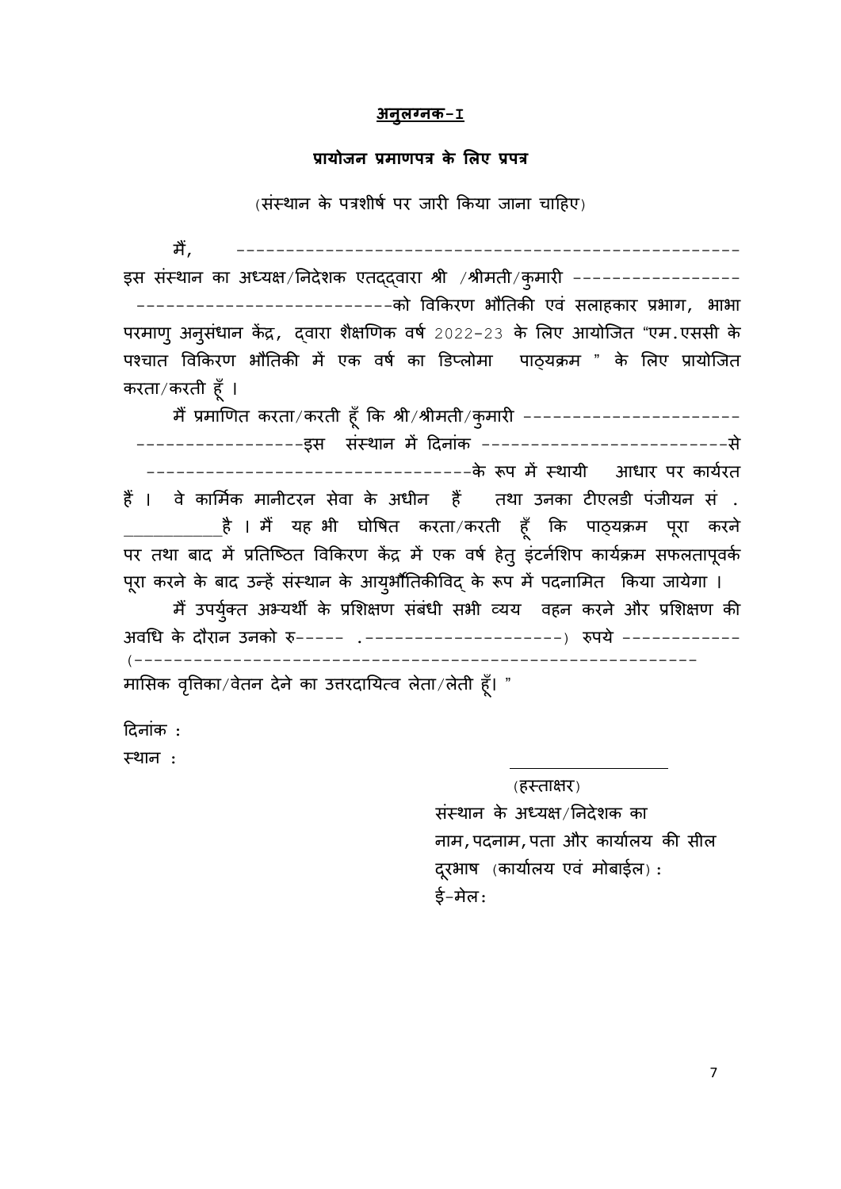**अनुलग्नक-I**

**प्रायोजन प्रमाणपत्र के लिए प्रपत्र**

(संस्थान के पत्रशीर्ष पर जारी किया जाना चाहिए)

मैं, ---------------------------------------------------- इस संस्थान का अध्यक्ष/निदेशक एतद्द्वारा श्री /श्रीमती/कुमारी ----------------- --------------------------को विकिरण भौतिकी एवं सलाहकार प्रभाग, भाभा परमाणु अनुसंधान केंद्र, द्वारा शैक्षणिक वर्ष 2022-23 के लिए आयोजित "एम.एससी के पश्चात विकिरण भौतिकी में एक वर्ष का डिप्लोमा पाठ्यक्रम " के लिए प्रायोजित करता/करती हूँ ।

मैं प्रमाणित करता/करती हूँ कि श्री/श्रीमती/कुमारी ---------------------- -----------------इस संस्थान में दिनांक -------------------------से ---------------------------------के रूप में स्थायी आधार पर कार्यरत हैं । वे कार्मिक मानीटरन सेवा के अधीन हैं तथा उनका टीएलडी पंजीयन सं . ___________है । मैं यह भी घोषित करता/करती हूँ कि पाठ्यक्रम पूरा करने पर तथा बाद में प्रतिष्ठित विकिरण केंद्र में एक वर्ष हेतु इंटर्नशिप कार्यक्रम सफलतापूर्वक पूरा करने के बाद उन्हें संस्थान के आयुर्भौतिकीविद् के रूप में पदनामित किया जायेगा ।

मैं उपर्युक्त अभ्यर्थी के प्रशिक्षण संबंधी सभी व्यय वहन करने और प्रशिक्षण की अवधि के दौरान उनको रु----- .--------------------) रुपये ------------ (------------------------------------------------------- मासिक वृत्तिका/वेतन देने का उत्तरदायित्व लेता/लेती हूँ। "

दिनांक :

स्थान :

(हस्ताक्षर)

संस्थान के अध्यक्ष/निदेशक का
नाम, पदनाम, पता और कार्यालय की सील
दूरभाष (कार्यालय एवं मोबाईल) :
ई-मेल: